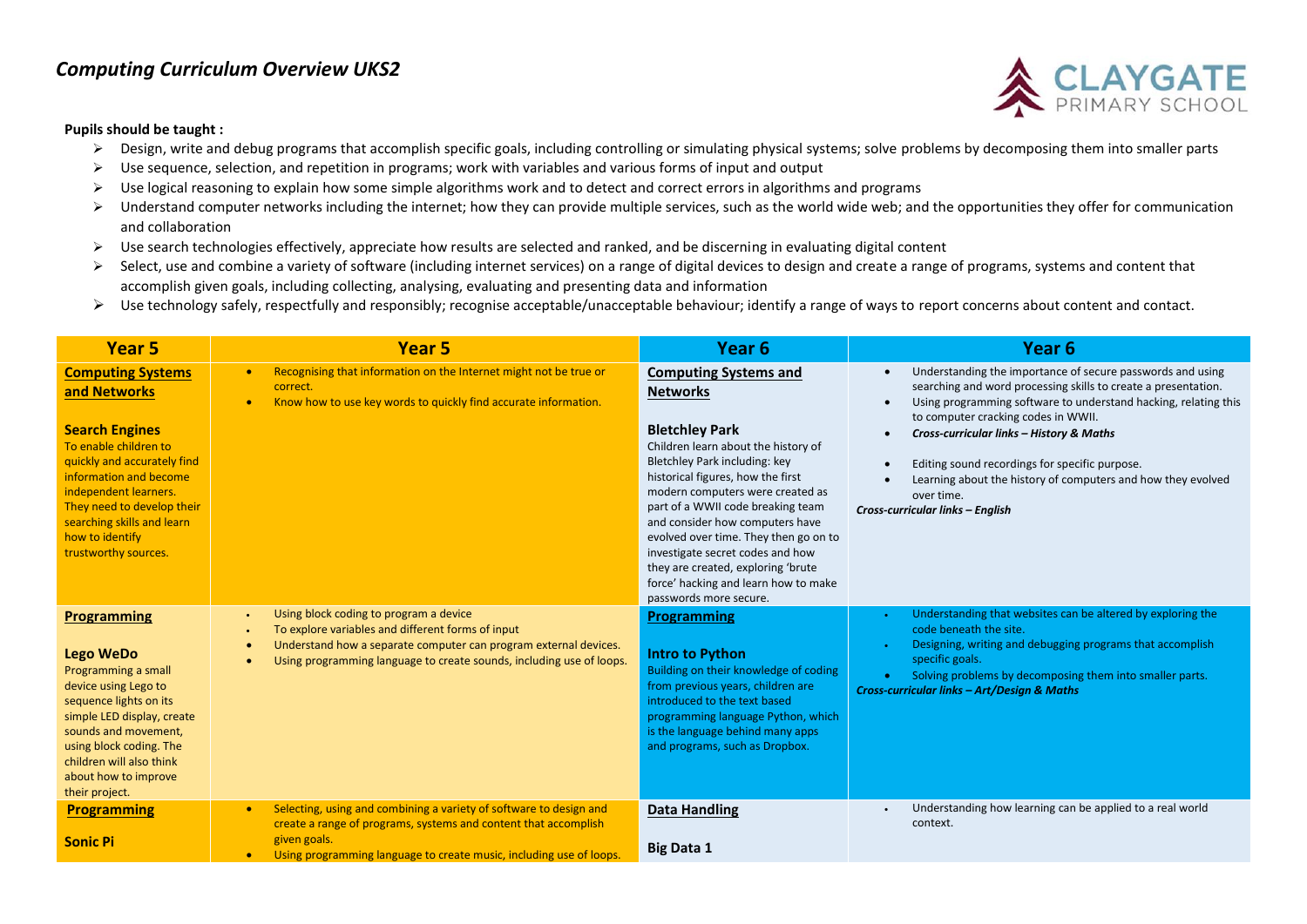# *Computing Curriculum Overview UKS2*

CLAYGATE PRIMARY SCHOOL

**Pupils should be taught :**

- Design, write and debug programs that accomplish specific goals, including controlling or simulating physical systems; solve problems by decomposing them into smaller parts
- Use sequence, selection, and repetition in programs; work with variables and various forms of input and output
- Use logical reasoning to explain how some simple algorithms work and to detect and correct errors in algorithms and programs
- Understand computer networks including the internet; how they can provide multiple services, such as the world wide web; and the opportunities they offer for communication and collaboration
- Use search technologies effectively, appreciate how results are selected and ranked, and be discerning in evaluating digital content
- Select, use and combine a variety of software (including internet services) on a range of digital devices to design and create a range of programs, systems and content that accomplish given goals, including collecting, analysing, evaluating and presenting data and information
- Use technology safely, respectfully and responsibly; recognise acceptable/unacceptable behaviour; identify a range of ways to report concerns about content and contact.

| Year 5 | Year 5 | Year 6 | Year 6 |
|---|---|---|---|
| **Computing Systems and Networks**<br><br>**Search Engines**<br>To enable children to quickly and accurately find information and become independent learners. They need to develop their searching skills and learn how to identify trustworthy sources. | • Recognising that information on the Internet might not be true or correct.<br>• Know how to use key words to quickly find accurate information. | **Computing Systems and Networks**<br><br>**Bletchley Park**<br>Children learn about the history of Bletchley Park including: key historical figures, how the first modern computers were created as part of a WWII code breaking team and consider how computers have evolved over time. They then go on to investigate secret codes and how they are created, exploring 'brute force' hacking and learn how to make passwords more secure. | • Understanding the importance of secure passwords and using searching and word processing skills to create a presentation.<br>• Using programming software to understand hacking, relating this to computer cracking codes in WWII.<br>• ***Cross-curricular links – History & Maths***<br><br>• Editing sound recordings for specific purpose.<br>• Learning about the history of computers and how they evolved over time.<br>***Cross-curricular links – English*** |
| **Programming**<br><br>**Lego WeDo**<br>Programming a small device using Lego to sequence lights on its simple LED display, create sounds and movement, using block coding. The children will also think about how to improve their project. | • Using block coding to program a device<br>• To explore variables and different forms of input<br>• Understand how a separate computer can program external devices.<br>• Using programming language to create sounds, including use of loops. | **Programming**<br><br>**Intro to Python**<br>Building on their knowledge of coding from previous years, children are introduced to the text based programming language Python, which is the language behind many apps and programs, such as Dropbox. | • Understanding that websites can be altered by exploring the code beneath the site.<br>• Designing, writing and debugging programs that accomplish specific goals.<br>• Solving problems by decomposing them into smaller parts.<br>***Cross-curricular links – Art/Design & Maths*** |
| **Programming**<br><br>**Sonic Pi** | • Selecting, using and combining a variety of software to design and create a range of programs, systems and content that accomplish given goals.<br>• Using programming language to create music, including use of loops. | **Data Handling**<br><br>**Big Data 1** | • Understanding how learning can be applied to a real world context. |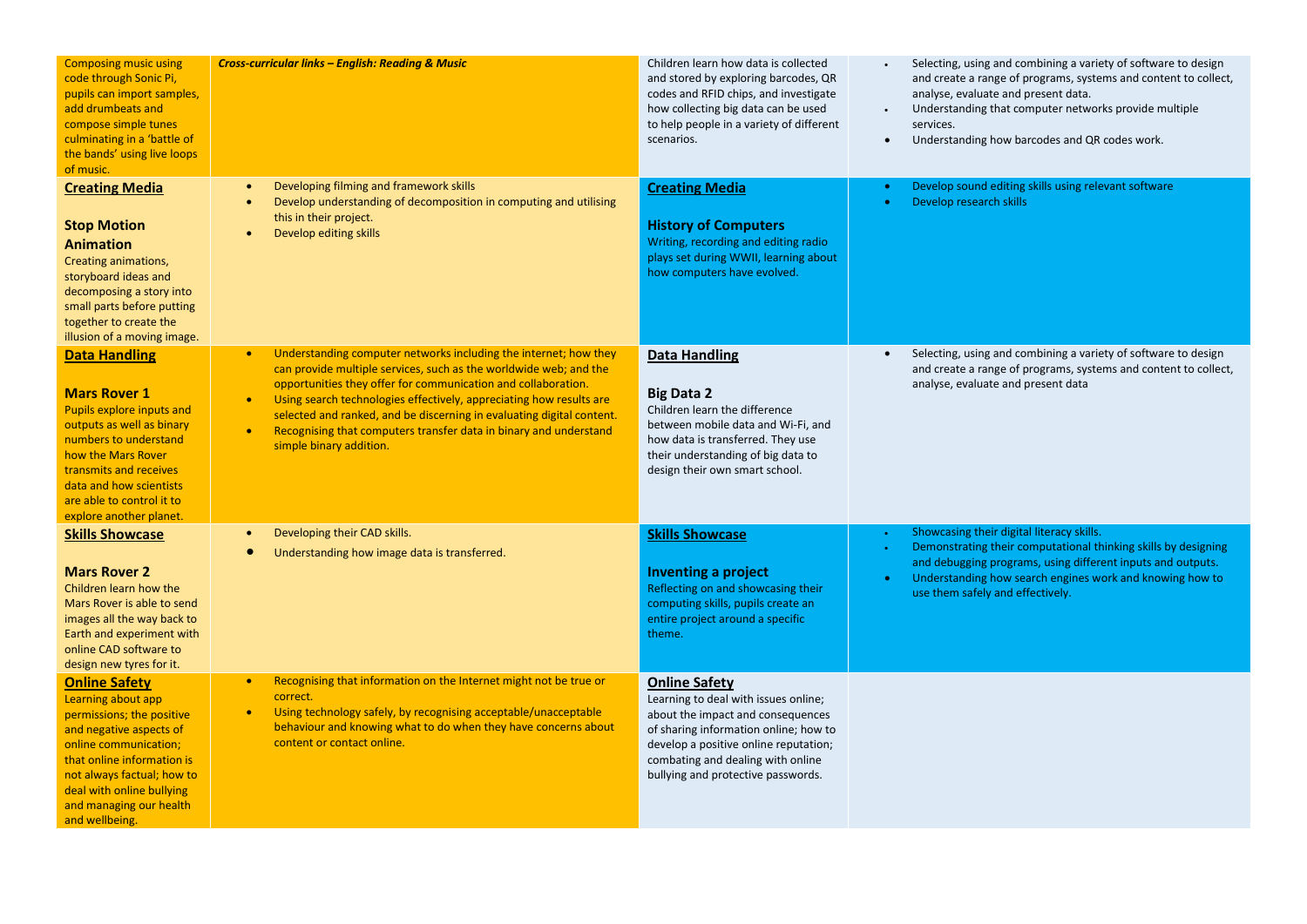| | | | |
|---|---|---|---|
| Composing music using code through Sonic Pi, pupils can import samples, add drumbeats and compose simple tunes culminating in a 'battle of the bands' using live loops of music. | ***Cross-curricular links – English: Reading & Music*** | Children learn how data is collected and stored by exploring barcodes, QR codes and RFID chips, and investigate how collecting big data can be used to help people in a variety of different scenarios. | • Selecting, using and combining a variety of software to design and create a range of programs, systems and content to collect, analyse, evaluate and present data.<br>• Understanding that computer networks provide multiple services.<br>• Understanding how barcodes and QR codes work. |
| **Creating Media**<br><br>**Stop Motion Animation**<br>Creating animations, storyboard ideas and decomposing a story into small parts before putting together to create the illusion of a moving image. | • Developing filming and framework skills<br>• Develop understanding of decomposition in computing and utilising this in their project.<br>• Develop editing skills | **Creating Media**<br><br>**History of Computers**<br>Writing, recording and editing radio plays set during WWII, learning about how computers have evolved. | • Develop sound editing skills using relevant software<br>• Develop research skills |
| **Data Handling**<br><br>**Mars Rover 1**<br>Pupils explore inputs and outputs as well as binary numbers to understand how the Mars Rover transmits and receives data and how scientists are able to control it to explore another planet. | • Understanding computer networks including the internet; how they can provide multiple services, such as the worldwide web; and the opportunities they offer for communication and collaboration.<br>• Using search technologies effectively, appreciating how results are selected and ranked, and be discerning in evaluating digital content.<br>• Recognising that computers transfer data in binary and understand simple binary addition. | **Data Handling**<br><br>**Big Data 2**<br>Children learn the difference between mobile data and Wi-Fi, and how data is transferred. They use their understanding of big data to design their own smart school. | • Selecting, using and combining a variety of software to design and create a range of programs, systems and content to collect, analyse, evaluate and present data |
| **Skills Showcase**<br><br>**Mars Rover 2**<br>Children learn how the Mars Rover is able to send images all the way back to Earth and experiment with online CAD software to design new tyres for it. | • Developing their CAD skills.<br>• Understanding how image data is transferred. | **Skills Showcase**<br><br>**Inventing a project**<br>Reflecting on and showcasing their computing skills, pupils create an entire project around a specific theme. | • Showcasing their digital literacy skills.<br>• Demonstrating their computational thinking skills by designing and debugging programs, using different inputs and outputs.<br>• Understanding how search engines work and knowing how to use them safely and effectively. |
| **Online Safety**<br>Learning about app permissions; the positive and negative aspects of online communication; that online information is not always factual; how to deal with online bullying and managing our health and wellbeing. | • Recognising that information on the Internet might not be true or correct.<br>• Using technology safely, by recognising acceptable/unacceptable behaviour and knowing what to do when they have concerns about content or contact online. | **Online Safety**<br>Learning to deal with issues online; about the impact and consequences of sharing information online; how to develop a positive online reputation; combating and dealing with online bullying and protective passwords. | |